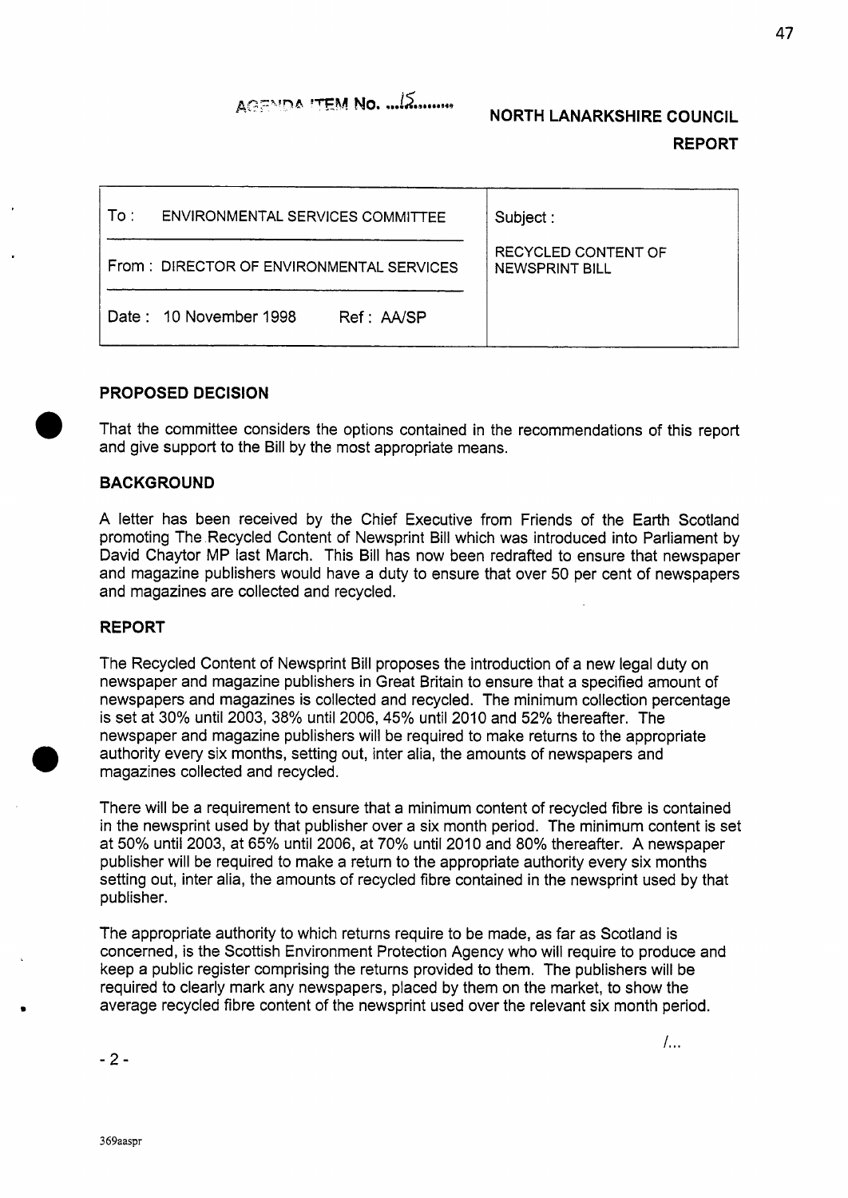AGENDA ITEM No. ...15.........

**NORTH LANARKSHIRE COUNCIL**

**REPORT**

| To : ENVIRONMENTAL SERVICES COMMITTEE | Subject : |
| --- | --- |
| From : DIRECTOR OF ENVIRONMENTAL SERVICES | RECYCLED CONTENT OF NEWSPRINT BILL |
| Date : 10 November 1998 Ref : AA/SP | |

## PROPOSED DECISION

That the committee considers the options contained in the recommendations of this report and give support to the Bill by the most appropriate means.

## BACKGROUND

A letter has been received by the Chief Executive from Friends of the Earth Scotland promoting The Recycled Content of Newsprint Bill which was introduced into Parliament by David Chaytor MP last March. This Bill has now been redrafted to ensure that newspaper and magazine publishers would have a duty to ensure that over 50 per cent of newspapers and magazines are collected and recycled.

## REPORT

The Recycled Content of Newsprint Bill proposes the introduction of a new legal duty on newspaper and magazine publishers in Great Britain to ensure that a specified amount of newspapers and magazines is collected and recycled. The minimum collection percentage is set at 30% until 2003, 38% until 2006, 45% until 2010 and 52% thereafter. The newspaper and magazine publishers will be required to make returns to the appropriate authority every six months, setting out, inter alia, the amounts of newspapers and magazines collected and recycled.

There will be a requirement to ensure that a minimum content of recycled fibre is contained in the newsprint used by that publisher over a six month period. The minimum content is set at 50% until 2003, at 65% until 2006, at 70% until 2010 and 80% thereafter. A newspaper publisher will be required to make a return to the appropriate authority every six months setting out, inter alia, the amounts of recycled fibre contained in the newsprint used by that publisher.

The appropriate authority to which returns require to be made, as far as Scotland is concerned, is the Scottish Environment Protection Agency who will require to produce and keep a public register comprising the returns provided to them. The publishers will be required to clearly mark any newspapers, placed by them on the market, to show the average recycled fibre content of the newsprint used over the relevant six month period.

/...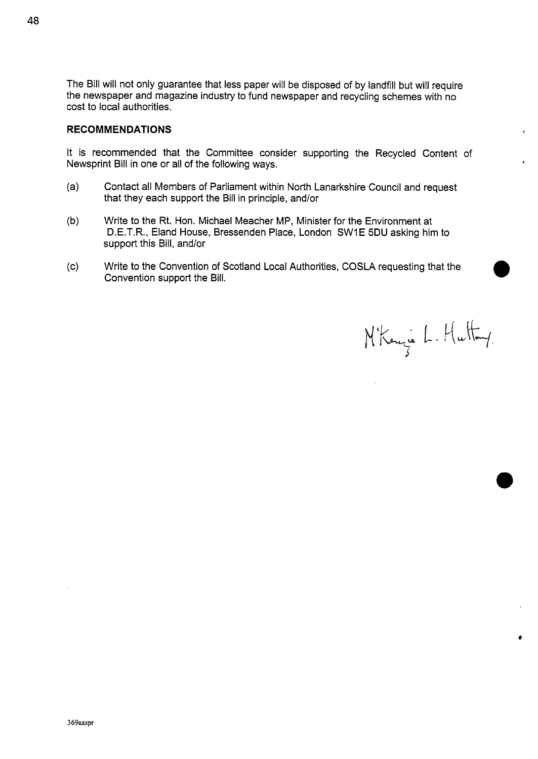The Bill will not only guarantee that less paper will be disposed of by landfill but will require the newspaper and magazine industry to fund newspaper and recycling schemes with no cost to local authorities.

## RECOMMENDATIONS

It is recommended that the Committee consider supporting the Recycled Content of Newsprint Bill in one or all of the following ways.

(a) Contact all Members of Parliament within North Lanarkshire Council and request that they each support the Bill in principle, and/or

(b) Write to the Rt. Hon. Michael Meacher MP, Minister for the Environment at D.E.T.R., Eland House, Bressenden Place, London SW1E 5DU asking him to support this Bill, and/or

(c) Write to the Convention of Scotland Local Authorities, COSLA requesting that the Convention support the Bill.

M'Kenzie L. Hutton.

369aaspr